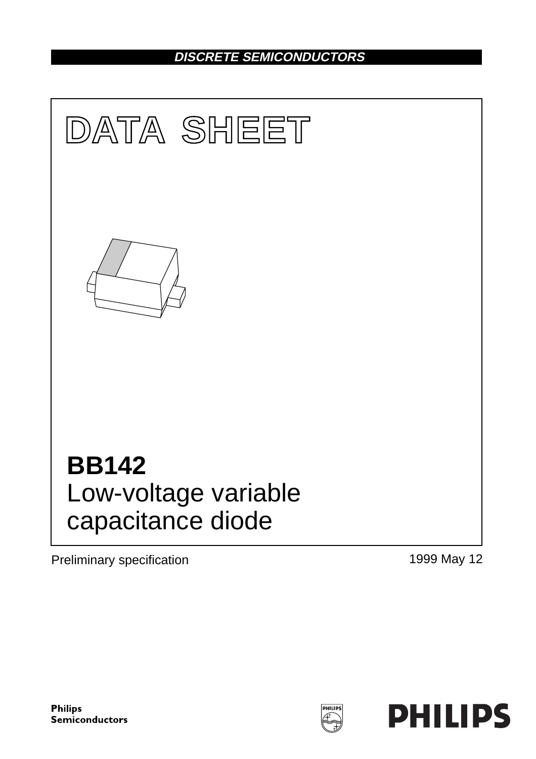**DISCRETE SEMICONDUCTORS**

# DATA SHEET

# BB142
## Low-voltage variable capacitance diode

Preliminary specification

1999 May 12

Philips Semiconductors

PHILIPS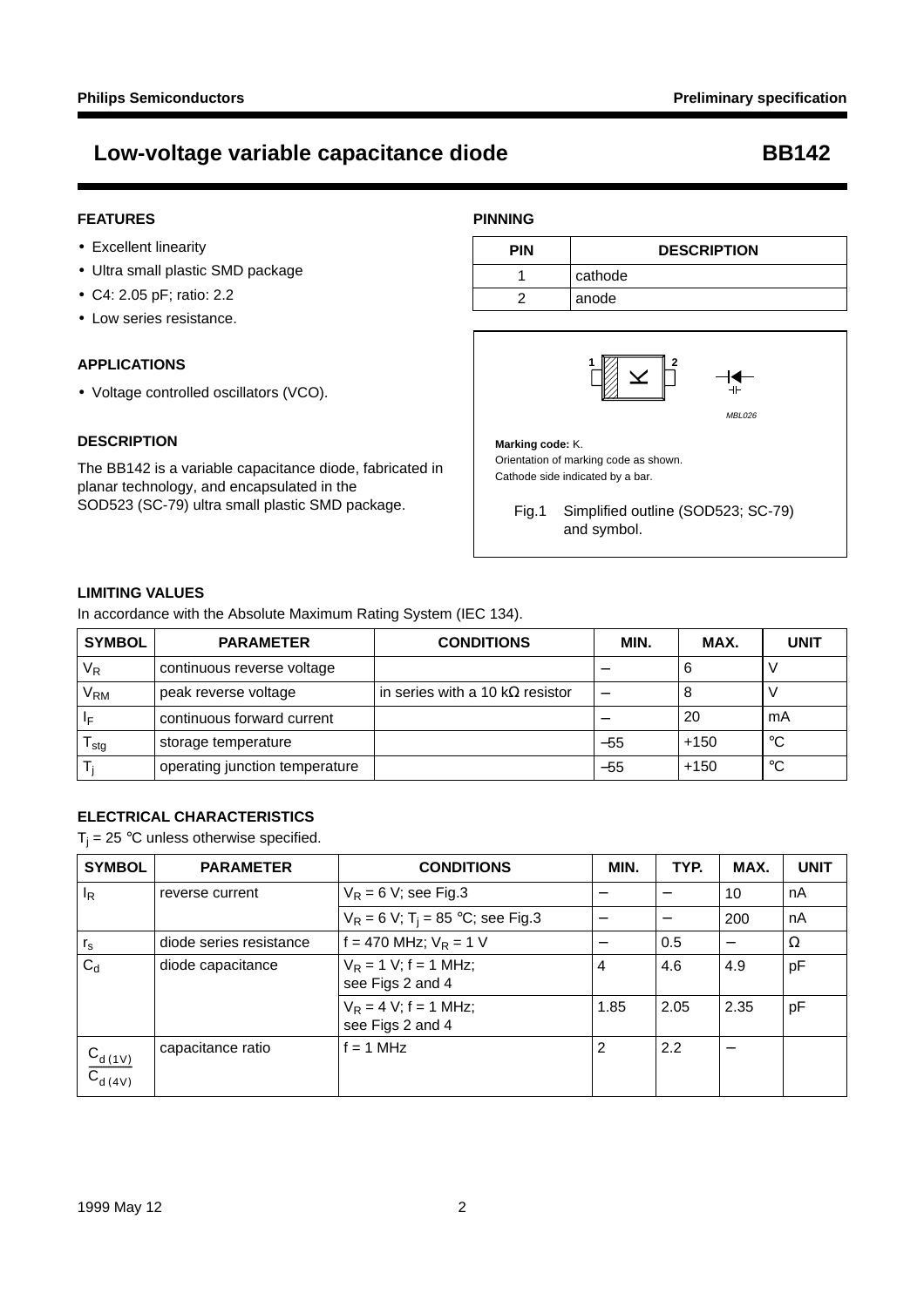# Low-voltage variable capacitance diode — BB142

## FEATURES

- Excellent linearity
- Ultra small plastic SMD package
- C4: 2.05 pF; ratio: 2.2
- Low series resistance.

## APPLICATIONS

- Voltage controlled oscillators (VCO).

## DESCRIPTION

The BB142 is a variable capacitance diode, fabricated in planar technology, and encapsulated in the SOD523 (SC-79) ultra small plastic SMD package.

## PINNING

| PIN | DESCRIPTION |
|---|---|
| 1 | cathode |
| 2 | anode |

**Marking code:** K.
Orientation of marking code as shown.
Cathode side indicated by a bar.

Fig.1 Simplified outline (SOD523; SC-79) and symbol.

## LIMITING VALUES

In accordance with the Absolute Maximum Rating System (IEC 134).

| SYMBOL | PARAMETER | CONDITIONS | MIN. | MAX. | UNIT |
|---|---|---|---|---|---|
| $V_R$ | continuous reverse voltage | | – | 6 | V |
| $V_{RM}$ | peak reverse voltage | in series with a 10 kΩ resistor | – | 8 | V |
| $I_F$ | continuous forward current | | – | 20 | mA |
| $T_{stg}$ | storage temperature | | –55 | +150 | °C |
| $T_j$ | operating junction temperature | | –55 | +150 | °C |

## ELECTRICAL CHARACTERISTICS

$T_j$ = 25 °C unless otherwise specified.

| SYMBOL | PARAMETER | CONDITIONS | MIN. | TYP. | MAX. | UNIT |
|---|---|---|---|---|---|---|
| $I_R$ | reverse current | $V_R$ = 6 V; see Fig.3 | – | – | 10 | nA |
| | | $V_R$ = 6 V; $T_j$ = 85 °C; see Fig.3 | – | – | 200 | nA |
| $r_s$ | diode series resistance | f = 470 MHz; $V_R$ = 1 V | – | 0.5 | – | Ω |
| $C_d$ | diode capacitance | $V_R$ = 1 V; f = 1 MHz; see Figs 2 and 4 | 4 | 4.6 | 4.9 | pF |
| | | $V_R$ = 4 V; f = 1 MHz; see Figs 2 and 4 | 1.85 | 2.05 | 2.35 | pF |
| $\frac{C_{d\,(1V)}}{C_{d\,(4V)}}$ | capacitance ratio | f = 1 MHz | 2 | 2.2 | – | |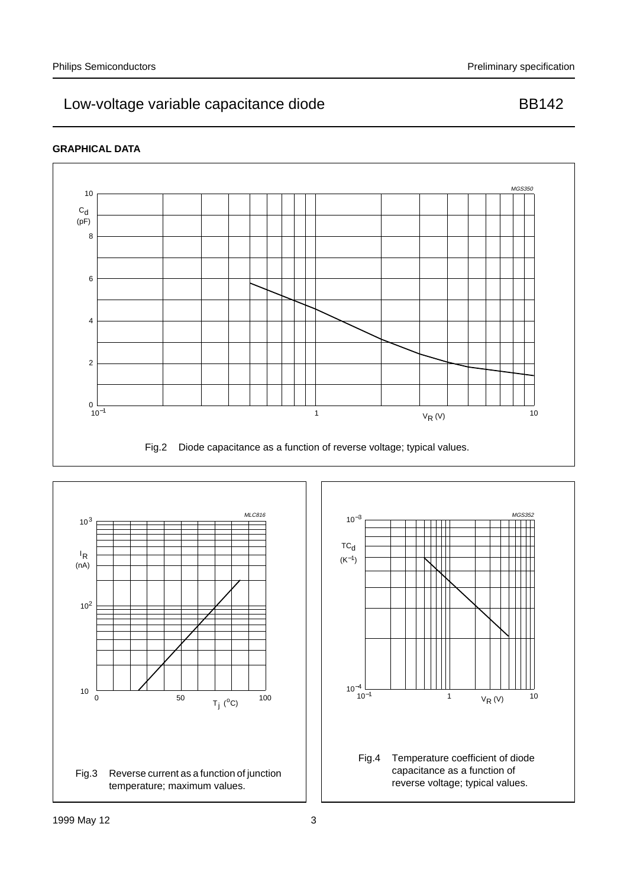## GRAPHICAL DATA

Fig.2 Diode capacitance as a function of reverse voltage; typical values.

Fig.3 Reverse current as a function of junction temperature; maximum values.

Fig.4 Temperature coefficient of diode capacitance as a function of reverse voltage; typical values.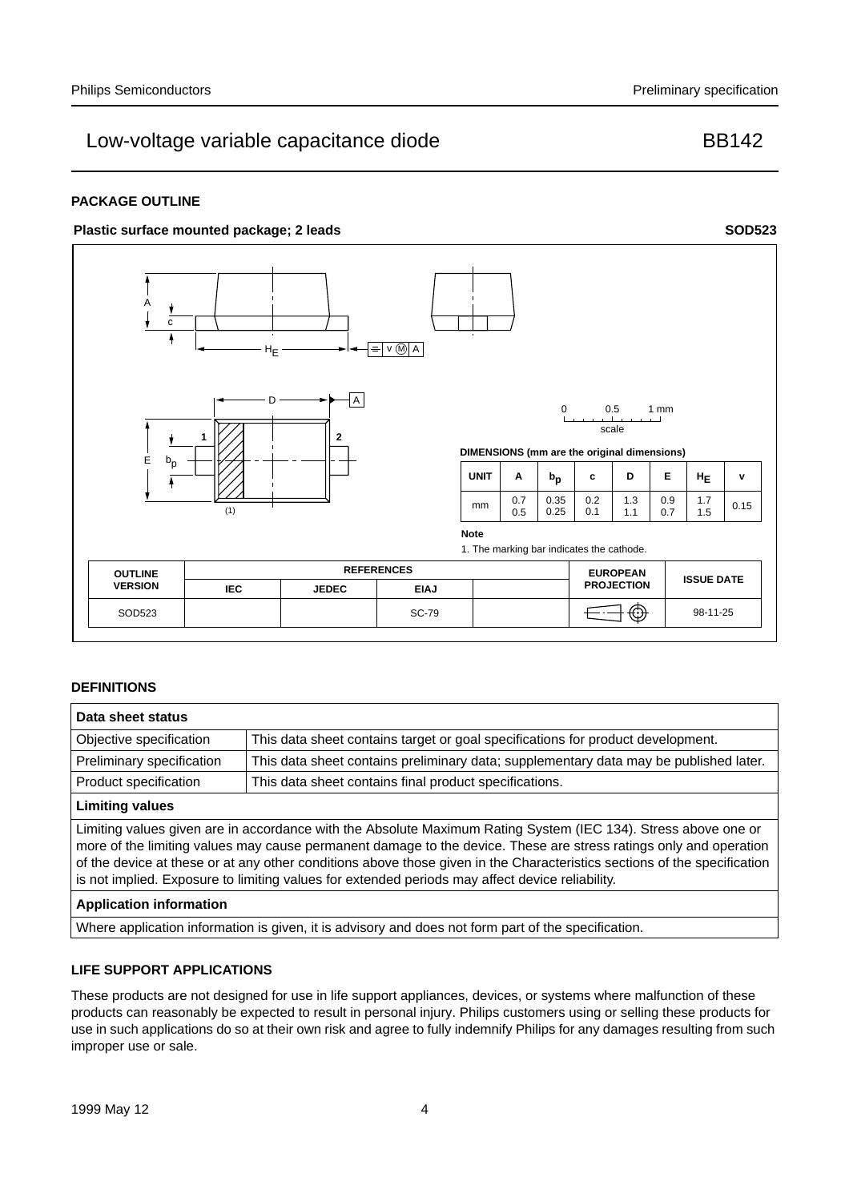## PACKAGE OUTLINE

**Plastic surface mounted package; 2 leads** **SOD523**

0 0.5 1 mm

scale

**DIMENSIONS (mm are the original dimensions)**

| UNIT | A | $b_p$ | c | D | E | $H_E$ | v |
|---|---|---|---|---|---|---|---|
| mm | 0.7<br>0.5 | 0.35<br>0.25 | 0.2<br>0.1 | 1.3<br>1.1 | 0.9<br>0.7 | 1.7<br>1.5 | 0.15 |

**Note**

1. The marking bar indicates the cathode.

| OUTLINE VERSION | REFERENCES | | | | EUROPEAN PROJECTION | ISSUE DATE |
|---|---|---|---|---|---|---|
| | IEC | JEDEC | EIAJ | | | |
| SOD523 | | | SC-79 | | | 98-11-25 |

## DEFINITIONS

| Data sheet status | |
|---|---|
| Objective specification | This data sheet contains target or goal specifications for product development. |
| Preliminary specification | This data sheet contains preliminary data; supplementary data may be published later. |
| Product specification | This data sheet contains final product specifications. |

**Limiting values**

Limiting values given are in accordance with the Absolute Maximum Rating System (IEC 134). Stress above one or more of the limiting values may cause permanent damage to the device. These are stress ratings only and operation of the device at these or at any other conditions above those given in the Characteristics sections of the specification is not implied. Exposure to limiting values for extended periods may affect device reliability.

**Application information**

Where application information is given, it is advisory and does not form part of the specification.

## LIFE SUPPORT APPLICATIONS

These products are not designed for use in life support appliances, devices, or systems where malfunction of these products can reasonably be expected to result in personal injury. Philips customers using or selling these products for use in such applications do so at their own risk and agree to fully indemnify Philips for any damages resulting from such improper use or sale.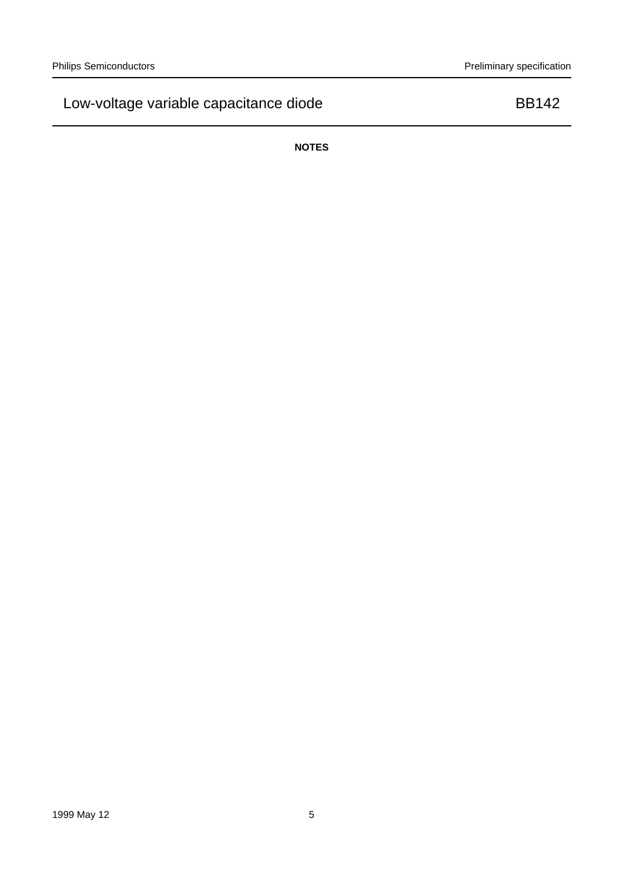**NOTES**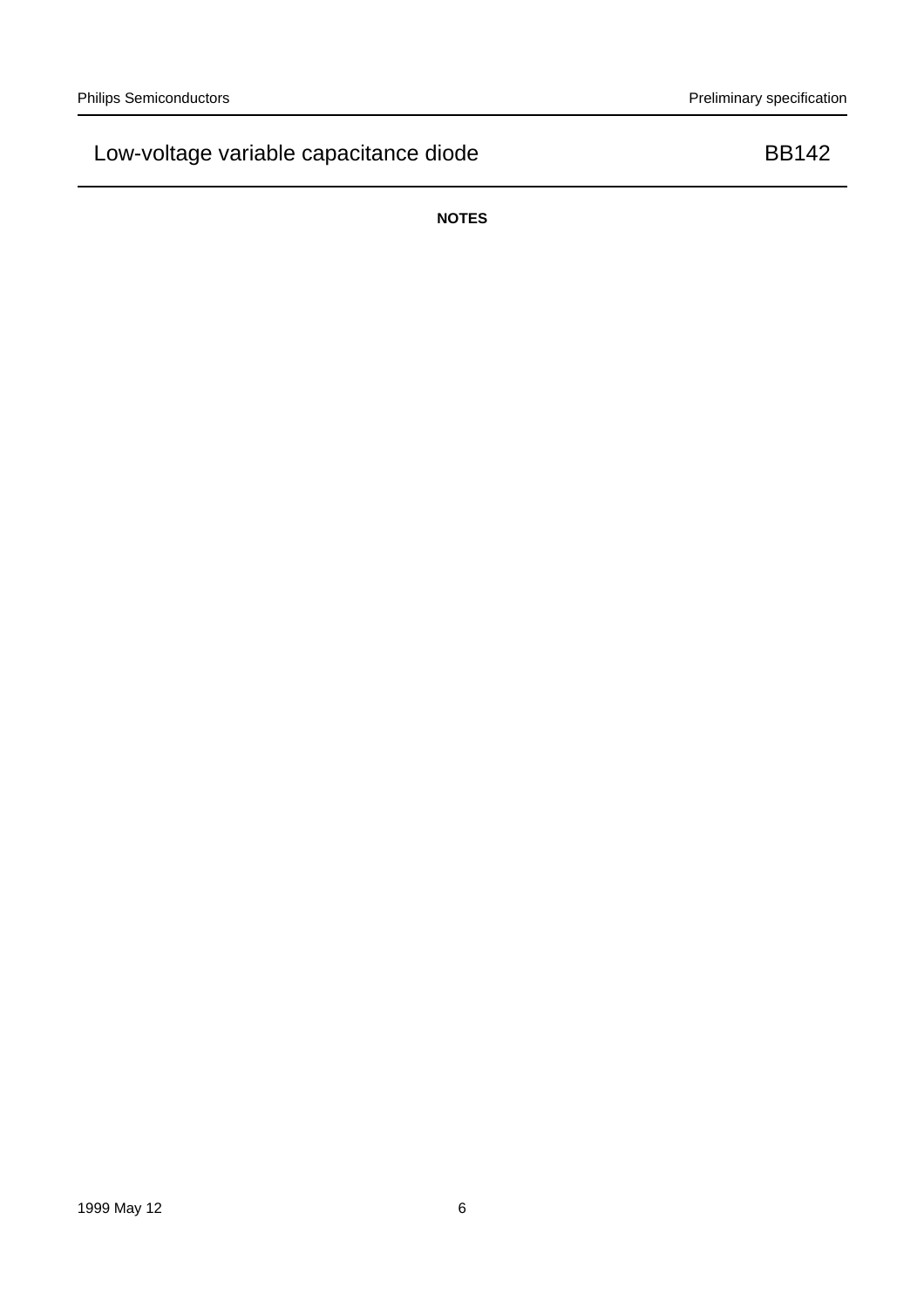**NOTES**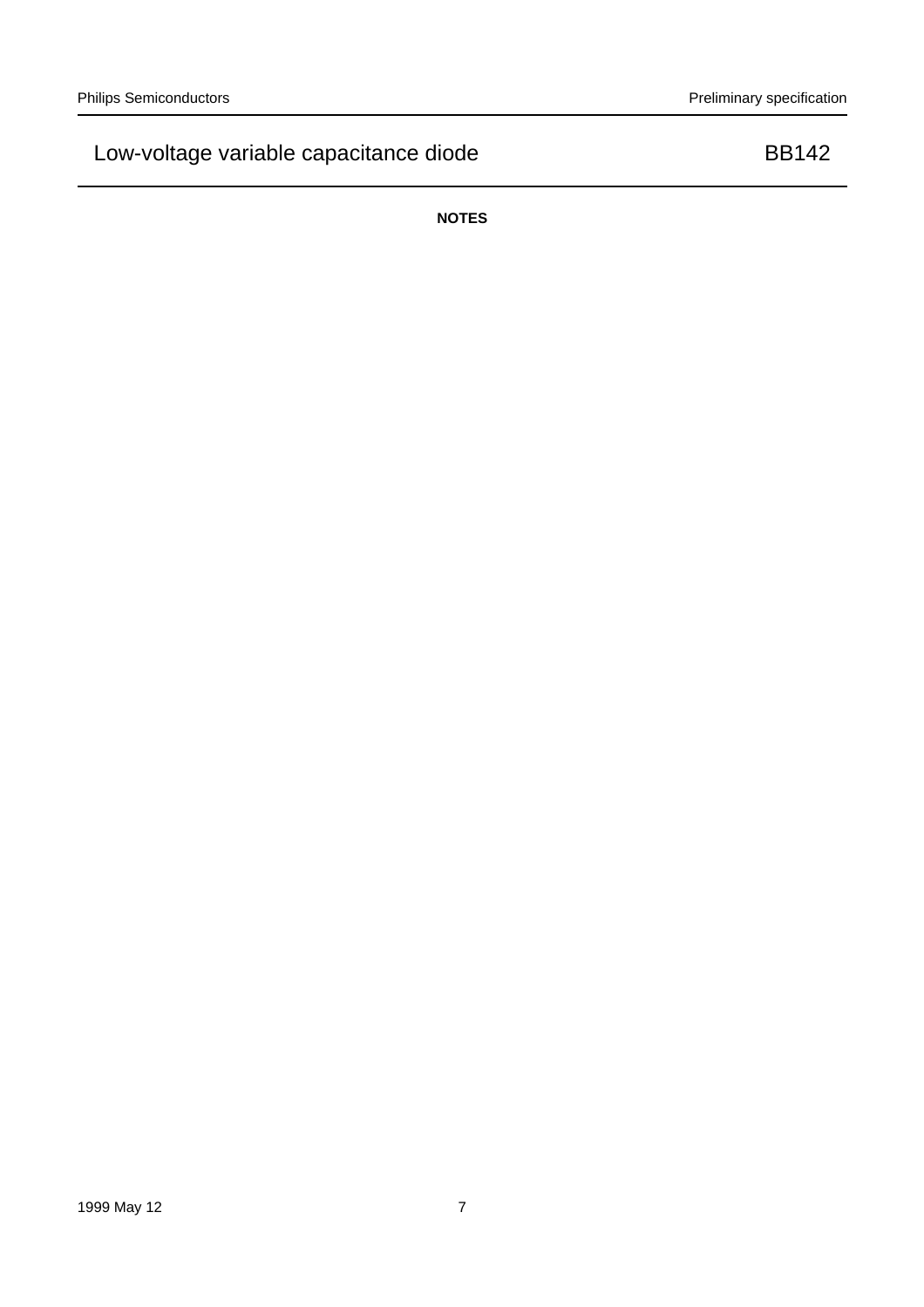**NOTES**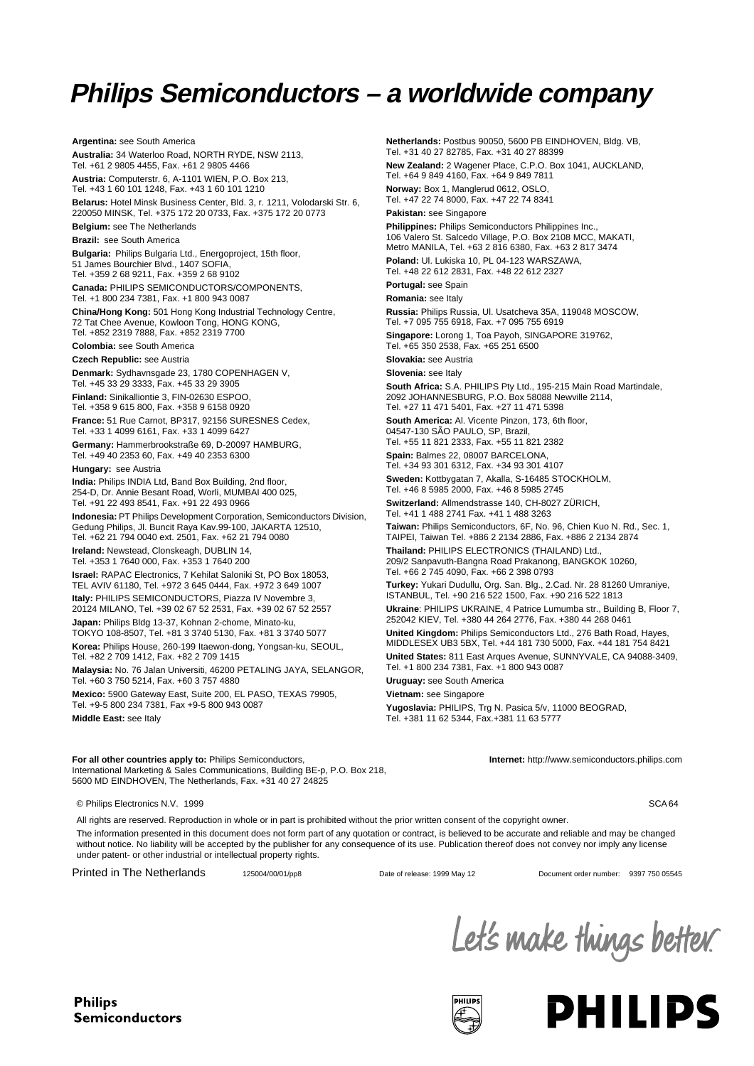# Philips Semiconductors – a worldwide company

**Argentina:** see South America

**Australia:** 34 Waterloo Road, NORTH RYDE, NSW 2113, Tel. +61 2 9805 4455, Fax. +61 2 9805 4466

**Austria:** Computerstr. 6, A-1101 WIEN, P.O. Box 213, Tel. +43 1 60 101 1248, Fax. +43 1 60 101 1210

**Belarus:** Hotel Minsk Business Center, Bld. 3, r. 1211, Volodarski Str. 6, 220050 MINSK, Tel. +375 172 20 0733, Fax. +375 172 20 0773

**Belgium:** see The Netherlands

**Brazil:** see South America

**Bulgaria:** Philips Bulgaria Ltd., Energoproject, 15th floor, 51 James Bourchier Blvd., 1407 SOFIA, Tel. +359 2 68 9211, Fax. +359 2 68 9102

**Canada:** PHILIPS SEMICONDUCTORS/COMPONENTS, Tel. +1 800 234 7381, Fax. +1 800 943 0087

**China/Hong Kong:** 501 Hong Kong Industrial Technology Centre, 72 Tat Chee Avenue, Kowloon Tong, HONG KONG, Tel. +852 2319 7888, Fax. +852 2319 7700

**Colombia:** see South America

**Czech Republic:** see Austria

**Denmark:** Sydhavnsgade 23, 1780 COPENHAGEN V, Tel. +45 33 29 3333, Fax. +45 33 29 3905

**Finland:** Sinikalliontie 3, FIN-02630 ESPOO, Tel. +358 9 615 800, Fax. +358 9 6158 0920

**France:** 51 Rue Carnot, BP317, 92156 SURESNES Cedex, Tel. +33 1 4099 6161, Fax. +33 1 4099 6427

**Germany:** Hammerbrookstraße 69, D-20097 HAMBURG, Tel. +49 40 2353 60, Fax. +49 40 2353 6300

**Hungary:** see Austria

**India:** Philips INDIA Ltd, Band Box Building, 2nd floor, 254-D, Dr. Annie Besant Road, Worli, MUMBAI 400 025, Tel. +91 22 493 8541, Fax. +91 22 493 0966

**Indonesia:** PT Philips Development Corporation, Semiconductors Division, Gedung Philips, Jl. Buncit Raya Kav.99-100, JAKARTA 12510, Tel. +62 21 794 0040 ext. 2501, Fax. +62 21 794 0080

**Ireland:** Newstead, Clonskeagh, DUBLIN 14, Tel. +353 1 7640 000, Fax. +353 1 7640 200

**Israel:** RAPAC Electronics, 7 Kehilat Saloniki St, PO Box 18053, TEL AVIV 61180, Tel. +972 3 645 0444, Fax. +972 3 649 1007

**Italy:** PHILIPS SEMICONDUCTORS, Piazza IV Novembre 3, 20124 MILANO, Tel. +39 02 67 52 2531, Fax. +39 02 67 52 2557

**Japan:** Philips Bldg 13-37, Kohnan 2-chome, Minato-ku, TOKYO 108-8507, Tel. +81 3 3740 5130, Fax. +81 3 3740 5077

**Korea:** Philips House, 260-199 Itaewon-dong, Yongsan-ku, SEOUL, Tel. +82 2 709 1412, Fax. +82 2 709 1415

**Malaysia:** No. 76 Jalan Universiti, 46200 PETALING JAYA, SELANGOR, Tel. +60 3 750 5214, Fax. +60 3 757 4880

**Mexico:** 5900 Gateway East, Suite 200, EL PASO, TEXAS 79905, Tel. +9-5 800 234 7381, Fax +9-5 800 943 0087

**Middle East:** see Italy

**Netherlands:** Postbus 90050, 5600 PB EINDHOVEN, Bldg. VB, Tel. +31 40 27 82785, Fax. +31 40 27 88399

**New Zealand:** 2 Wagener Place, C.P.O. Box 1041, AUCKLAND, Tel. +64 9 849 4160, Fax. +64 9 849 7811

**Norway:** Box 1, Manglerud 0612, OSLO, Tel. +47 22 74 8000, Fax. +47 22 74 8341

**Pakistan:** see Singapore

**Philippines:** Philips Semiconductors Philippines Inc., 106 Valero St. Salcedo Village, P.O. Box 2108 MCC, MAKATI, Metro MANILA, Tel. +63 2 816 6380, Fax. +63 2 817 3474

**Poland:** Ul. Lukiska 10, PL 04-123 WARSZAWA, Tel. +48 22 612 2831, Fax. +48 22 612 2327

**Portugal:** see Spain

**Romania:** see Italy

**Russia:** Philips Russia, Ul. Usatcheva 35A, 119048 MOSCOW, Tel. +7 095 755 6918, Fax. +7 095 755 6919

**Singapore:** Lorong 1, Toa Payoh, SINGAPORE 319762, Tel. +65 350 2538, Fax. +65 251 6500

**Slovakia:** see Austria

**Slovenia:** see Italy

**South Africa:** S.A. PHILIPS Pty Ltd., 195-215 Main Road Martindale, 2092 JOHANNESBURG, P.O. Box 58088 Newville 2114, Tel. +27 11 471 5401, Fax. +27 11 471 5398

**South America:** Al. Vicente Pinzon, 173, 6th floor, 04547-130 SÃO PAULO, SP, Brazil, Tel. +55 11 821 2333, Fax. +55 11 821 2382

**Spain:** Balmes 22, 08007 BARCELONA, Tel. +34 93 301 6312, Fax. +34 93 301 4107

**Sweden:** Kottbygatan 7, Akalla, S-16485 STOCKHOLM, Tel. +46 8 5985 2000, Fax. +46 8 5985 2745

**Switzerland:** Allmendstrasse 140, CH-8027 ZÜRICH, Tel. +41 1 488 2741 Fax. +41 1 488 3263

**Taiwan:** Philips Semiconductors, 6F, No. 96, Chien Kuo N. Rd., Sec. 1, TAIPEI, Taiwan Tel. +886 2 2134 2886, Fax. +886 2 2134 2874

**Thailand:** PHILIPS ELECTRONICS (THAILAND) Ltd., 209/2 Sanpavuth-Bangna Road Prakanong, BANGKOK 10260, Tel. +66 2 745 4090, Fax. +66 2 398 0793

**Turkey:** Yukari Dudullu, Org. San. Blg., 2.Cad. Nr. 28 81260 Umraniye, ISTANBUL, Tel. +90 216 522 1500, Fax. +90 216 522 1813

**Ukraine**: PHILIPS UKRAINE, 4 Patrice Lumumba str., Building B, Floor 7, 252042 KIEV, Tel. +380 44 264 2776, Fax. +380 44 268 0461

**United Kingdom:** Philips Semiconductors Ltd., 276 Bath Road, Hayes, MIDDLESEX UB3 5BX, Tel. +44 181 730 5000, Fax. +44 181 754 8421

**United States:** 811 East Arques Avenue, SUNNYVALE, CA 94088-3409, Tel. +1 800 234 7381, Fax. +1 800 943 0087

**Uruguay:** see South America

**Vietnam:** see Singapore

**Yugoslavia:** PHILIPS, Trg N. Pasica 5/v, 11000 BEOGRAD, Tel. +381 11 62 5344, Fax.+381 11 63 5777

**For all other countries apply to:** Philips Semiconductors, International Marketing & Sales Communications, Building BE-p, P.O. Box 218, 5600 MD EINDHOVEN, The Netherlands, Fax. +31 40 27 24825

**Internet:** http://www.semiconductors.philips.com

© Philips Electronics N.V. 1999

SCA64

All rights are reserved. Reproduction in whole or in part is prohibited without the prior written consent of the copyright owner.

The information presented in this document does not form part of any quotation or contract, is believed to be accurate and reliable and may be changed without notice. No liability will be accepted by the publisher for any consequence of its use. Publication thereof does not convey nor imply any license under patent- or other industrial or intellectual property rights.

Printed in The Netherlands 125004/00/01/pp8 Date of release: 1999 May 12 Document order number: 9397 750 05545

Let's make things better.

**Philips Semiconductors**

**PHILIPS**